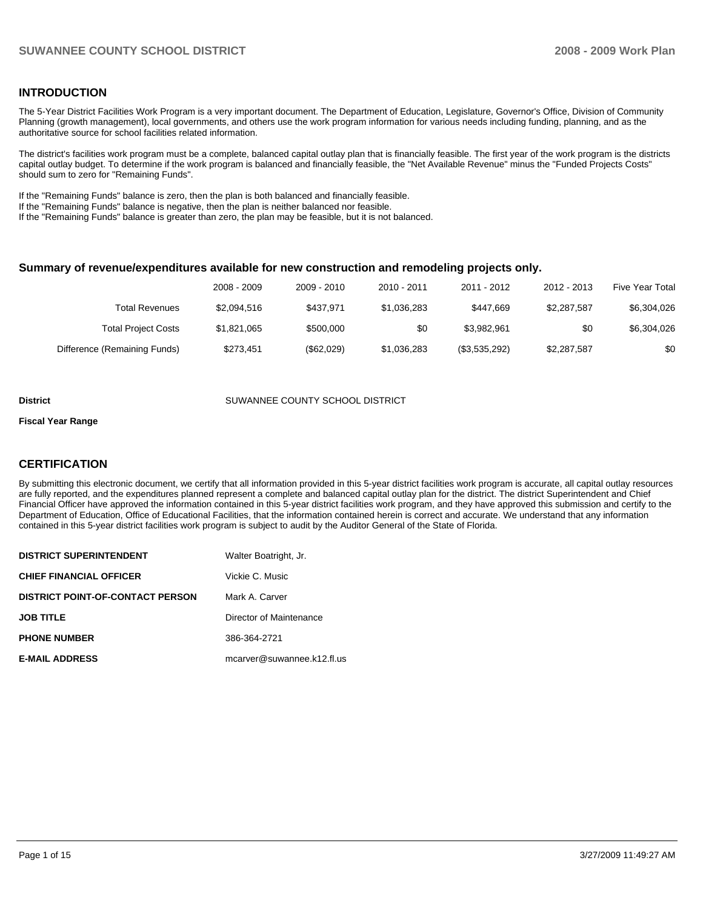## INTRODUCTION

The 5-Year District Facilities Work Program is a very important document. The Department of Education, Legislature, Governor's Office, Division of Community Planning (growth management), local governments, and others use the work program information for various needs including funding, planning, and as the authoritative source for school facilities related information.

The district's facilities work program must be a complete, balanced capital outlay plan that is financially feasible. The first year of the work program is the districts capital outlay budget. To determine if the work program is balanced and financially feasible, the "Net Available Revenue" minus the "Funded Projects Costs" should sum to zero for "Remaining Funds".

If the "Remaining Funds" balance is zero, then the plan is both balanced and financially feasible.
If the "Remaining Funds" balance is negative, then the plan is neither balanced nor feasible.
If the "Remaining Funds" balance is greater than zero, the plan may be feasible, but it is not balanced.

### Summary of revenue/expenditures available for new construction and remodeling projects only.

| | 2008 - 2009 | 2009 - 2010 | 2010 - 2011 | 2011 - 2012 | 2012 - 2013 | Five Year Total |
|---|---|---|---|---|---|---|
| Total Revenues | $2,094,516 | $437,971 | $1,036,283 | $447,669 | $2,287,587 | $6,304,026 |
| Total Project Costs | $1,821,065 | $500,000 | $0 | $3,982,961 | $0 | $6,304,026 |
| Difference (Remaining Funds) | $273,451 | ($62,029) | $1,036,283 | ($3,535,292) | $2,287,587 | $0 |

**District** SUWANNEE COUNTY SCHOOL DISTRICT

**Fiscal Year Range**

## CERTIFICATION

By submitting this electronic document, we certify that all information provided in this 5-year district facilities work program is accurate, all capital outlay resources are fully reported, and the expenditures planned represent a complete and balanced capital outlay plan for the district. The district Superintendent and Chief Financial Officer have approved the information contained in this 5-year district facilities work program, and they have approved this submission and certify to the Department of Education, Office of Educational Facilities, that the information contained herein is correct and accurate. We understand that any information contained in this 5-year district facilities work program is subject to audit by the Auditor General of the State of Florida.

| | |
|---|---|
| **DISTRICT SUPERINTENDENT** | Walter Boatright, Jr. |
| **CHIEF FINANCIAL OFFICER** | Vickie C. Music |
| **DISTRICT POINT-OF-CONTACT PERSON** | Mark A. Carver |
| **JOB TITLE** | Director of Maintenance |
| **PHONE NUMBER** | 386-364-2721 |
| **E-MAIL ADDRESS** | mcarver@suwannee.k12.fl.us |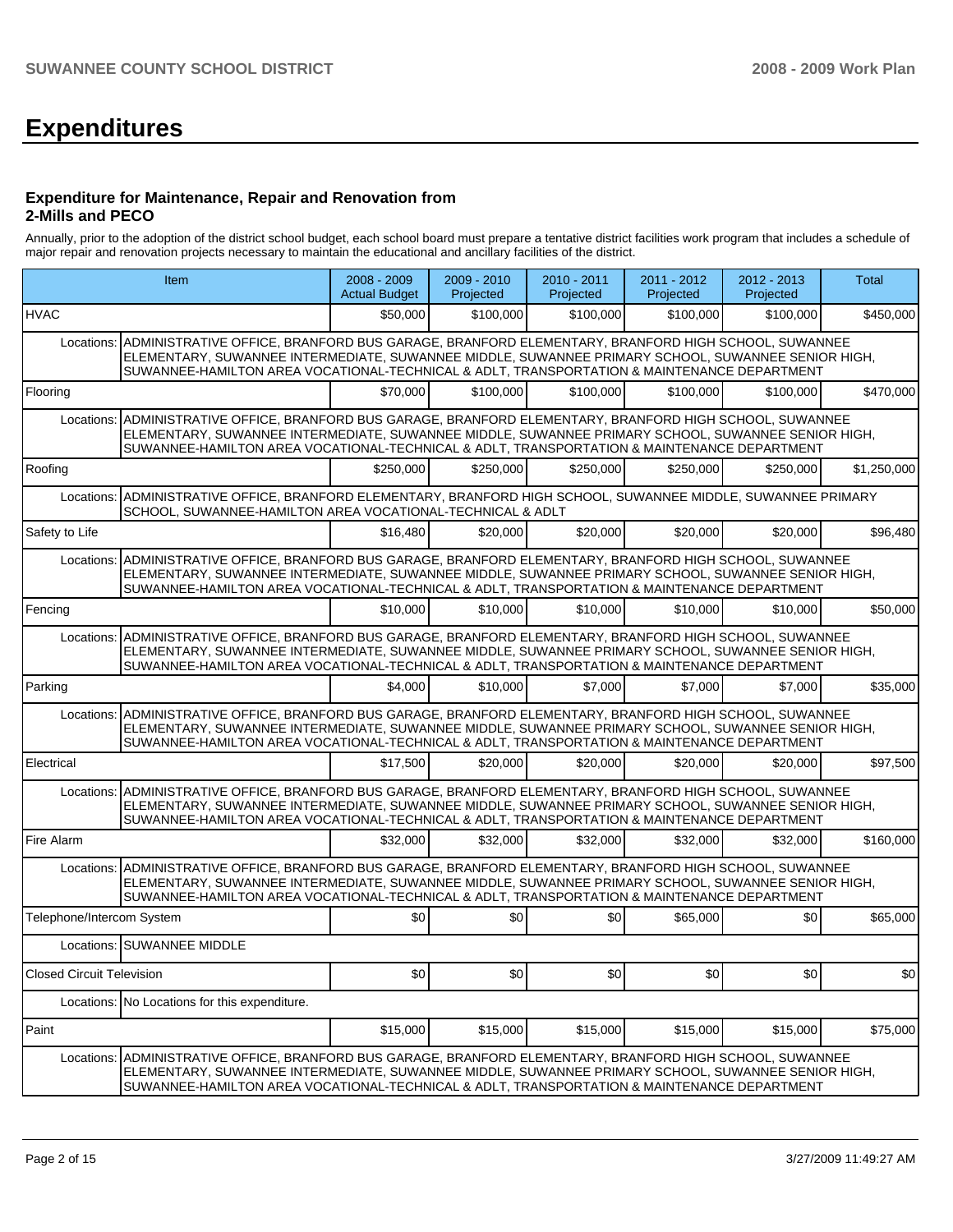# Expenditures

### Expenditure for Maintenance, Repair and Renovation from 2-Mills and PECO

Annually, prior to the adoption of the district school budget, each school board must prepare a tentative district facilities work program that includes a schedule of major repair and renovation projects necessary to maintain the educational and ancillary facilities of the district.

| Item | | 2008 - 2009 Actual Budget | 2009 - 2010 Projected | 2010 - 2011 Projected | 2011 - 2012 Projected | 2012 - 2013 Projected | Total |
|---|---|---|---|---|---|---|---|
| HVAC | | $50,000 | $100,000 | $100,000 | $100,000 | $100,000 | $450,000 |
| Locations: | ADMINISTRATIVE OFFICE, BRANFORD BUS GARAGE, BRANFORD ELEMENTARY, BRANFORD HIGH SCHOOL, SUWANNEE ELEMENTARY, SUWANNEE INTERMEDIATE, SUWANNEE MIDDLE, SUWANNEE PRIMARY SCHOOL, SUWANNEE SENIOR HIGH, SUWANNEE-HAMILTON AREA VOCATIONAL-TECHNICAL & ADLT, TRANSPORTATION & MAINTENANCE DEPARTMENT | | | | | | |
| Flooring | | $70,000 | $100,000 | $100,000 | $100,000 | $100,000 | $470,000 |
| Locations: | ADMINISTRATIVE OFFICE, BRANFORD BUS GARAGE, BRANFORD ELEMENTARY, BRANFORD HIGH SCHOOL, SUWANNEE ELEMENTARY, SUWANNEE INTERMEDIATE, SUWANNEE MIDDLE, SUWANNEE PRIMARY SCHOOL, SUWANNEE SENIOR HIGH, SUWANNEE-HAMILTON AREA VOCATIONAL-TECHNICAL & ADLT, TRANSPORTATION & MAINTENANCE DEPARTMENT | | | | | | |
| Roofing | | $250,000 | $250,000 | $250,000 | $250,000 | $250,000 | $1,250,000 |
| Locations: | ADMINISTRATIVE OFFICE, BRANFORD ELEMENTARY, BRANFORD HIGH SCHOOL, SUWANNEE MIDDLE, SUWANNEE PRIMARY SCHOOL, SUWANNEE-HAMILTON AREA VOCATIONAL-TECHNICAL & ADLT | | | | | | |
| Safety to Life | | $16,480 | $20,000 | $20,000 | $20,000 | $20,000 | $96,480 |
| Locations: | ADMINISTRATIVE OFFICE, BRANFORD BUS GARAGE, BRANFORD ELEMENTARY, BRANFORD HIGH SCHOOL, SUWANNEE ELEMENTARY, SUWANNEE INTERMEDIATE, SUWANNEE MIDDLE, SUWANNEE PRIMARY SCHOOL, SUWANNEE SENIOR HIGH, SUWANNEE-HAMILTON AREA VOCATIONAL-TECHNICAL & ADLT, TRANSPORTATION & MAINTENANCE DEPARTMENT | | | | | | |
| Fencing | | $10,000 | $10,000 | $10,000 | $10,000 | $10,000 | $50,000 |
| Locations: | ADMINISTRATIVE OFFICE, BRANFORD BUS GARAGE, BRANFORD ELEMENTARY, BRANFORD HIGH SCHOOL, SUWANNEE ELEMENTARY, SUWANNEE INTERMEDIATE, SUWANNEE MIDDLE, SUWANNEE PRIMARY SCHOOL, SUWANNEE SENIOR HIGH, SUWANNEE-HAMILTON AREA VOCATIONAL-TECHNICAL & ADLT, TRANSPORTATION & MAINTENANCE DEPARTMENT | | | | | | |
| Parking | | $4,000 | $10,000 | $7,000 | $7,000 | $7,000 | $35,000 |
| Locations: | ADMINISTRATIVE OFFICE, BRANFORD BUS GARAGE, BRANFORD ELEMENTARY, BRANFORD HIGH SCHOOL, SUWANNEE ELEMENTARY, SUWANNEE INTERMEDIATE, SUWANNEE MIDDLE, SUWANNEE PRIMARY SCHOOL, SUWANNEE SENIOR HIGH, SUWANNEE-HAMILTON AREA VOCATIONAL-TECHNICAL & ADLT, TRANSPORTATION & MAINTENANCE DEPARTMENT | | | | | | |
| Electrical | | $17,500 | $20,000 | $20,000 | $20,000 | $20,000 | $97,500 |
| Locations: | ADMINISTRATIVE OFFICE, BRANFORD BUS GARAGE, BRANFORD ELEMENTARY, BRANFORD HIGH SCHOOL, SUWANNEE ELEMENTARY, SUWANNEE INTERMEDIATE, SUWANNEE MIDDLE, SUWANNEE PRIMARY SCHOOL, SUWANNEE SENIOR HIGH, SUWANNEE-HAMILTON AREA VOCATIONAL-TECHNICAL & ADLT, TRANSPORTATION & MAINTENANCE DEPARTMENT | | | | | | |
| Fire Alarm | | $32,000 | $32,000 | $32,000 | $32,000 | $32,000 | $160,000 |
| Locations: | ADMINISTRATIVE OFFICE, BRANFORD BUS GARAGE, BRANFORD ELEMENTARY, BRANFORD HIGH SCHOOL, SUWANNEE ELEMENTARY, SUWANNEE INTERMEDIATE, SUWANNEE MIDDLE, SUWANNEE PRIMARY SCHOOL, SUWANNEE SENIOR HIGH, SUWANNEE-HAMILTON AREA VOCATIONAL-TECHNICAL & ADLT, TRANSPORTATION & MAINTENANCE DEPARTMENT | | | | | | |
| Telephone/Intercom System | | $0 | $0 | $0 | $65,000 | $0 | $65,000 |
| Locations: | SUWANNEE MIDDLE | | | | | | |
| Closed Circuit Television | | $0 | $0 | $0 | $0 | $0 | $0 |
| Locations: | No Locations for this expenditure. | | | | | | |
| Paint | | $15,000 | $15,000 | $15,000 | $15,000 | $15,000 | $75,000 |
| Locations: | ADMINISTRATIVE OFFICE, BRANFORD BUS GARAGE, BRANFORD ELEMENTARY, BRANFORD HIGH SCHOOL, SUWANNEE ELEMENTARY, SUWANNEE INTERMEDIATE, SUWANNEE MIDDLE, SUWANNEE PRIMARY SCHOOL, SUWANNEE SENIOR HIGH, SUWANNEE-HAMILTON AREA VOCATIONAL-TECHNICAL & ADLT, TRANSPORTATION & MAINTENANCE DEPARTMENT | | | | | | |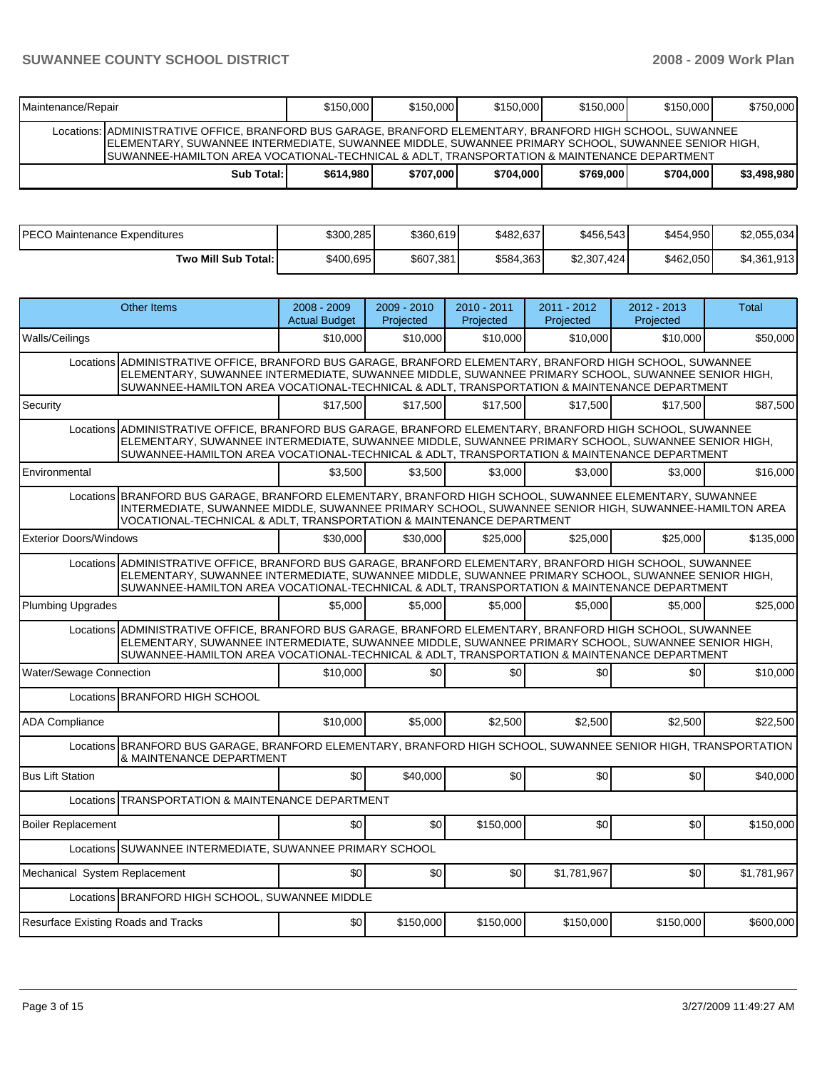| Maintenance/Repair | | $150,000 | $150,000 | $150,000 | $150,000 | $150,000 | $750,000 |
|---|---|---|---|---|---|---|---|
| Locations: | ADMINISTRATIVE OFFICE, BRANFORD BUS GARAGE, BRANFORD ELEMENTARY, BRANFORD HIGH SCHOOL, SUWANNEE ELEMENTARY, SUWANNEE INTERMEDIATE, SUWANNEE MIDDLE, SUWANNEE PRIMARY SCHOOL, SUWANNEE SENIOR HIGH, SUWANNEE-HAMILTON AREA VOCATIONAL-TECHNICAL & ADLT, TRANSPORTATION & MAINTENANCE DEPARTMENT | | | | | | |
| | **Sub Total:** | **$614,980** | **$707,000** | **$704,000** | **$769,000** | **$704,000** | **$3,498,980** |

| PECO Maintenance Expenditures | $300,285 | $360,619 | $482,637 | $456,543 | $454,950 | $2,055,034 |
|---|---|---|---|---|---|---|
| **Two Mill Sub Total:** | $400,695 | $607,381 | $584,363 | $2,307,424 | $462,050 | $4,361,913 |

| Other Items | | 2008 - 2009 Actual Budget | 2009 - 2010 Projected | 2010 - 2011 Projected | 2011 - 2012 Projected | 2012 - 2013 Projected | Total |
|---|---|---|---|---|---|---|---|
| Walls/Ceilings | | $10,000 | $10,000 | $10,000 | $10,000 | $10,000 | $50,000 |
| Locations | ADMINISTRATIVE OFFICE, BRANFORD BUS GARAGE, BRANFORD ELEMENTARY, BRANFORD HIGH SCHOOL, SUWANNEE ELEMENTARY, SUWANNEE INTERMEDIATE, SUWANNEE MIDDLE, SUWANNEE PRIMARY SCHOOL, SUWANNEE SENIOR HIGH, SUWANNEE-HAMILTON AREA VOCATIONAL-TECHNICAL & ADLT, TRANSPORTATION & MAINTENANCE DEPARTMENT | | | | | | |
| Security | | $17,500 | $17,500 | $17,500 | $17,500 | $17,500 | $87,500 |
| Locations | ADMINISTRATIVE OFFICE, BRANFORD BUS GARAGE, BRANFORD ELEMENTARY, BRANFORD HIGH SCHOOL, SUWANNEE ELEMENTARY, SUWANNEE INTERMEDIATE, SUWANNEE MIDDLE, SUWANNEE PRIMARY SCHOOL, SUWANNEE SENIOR HIGH, SUWANNEE-HAMILTON AREA VOCATIONAL-TECHNICAL & ADLT, TRANSPORTATION & MAINTENANCE DEPARTMENT | | | | | | |
| Environmental | | $3,500 | $3,500 | $3,000 | $3,000 | $3,000 | $16,000 |
| Locations | BRANFORD BUS GARAGE, BRANFORD ELEMENTARY, BRANFORD HIGH SCHOOL, SUWANNEE ELEMENTARY, SUWANNEE INTERMEDIATE, SUWANNEE MIDDLE, SUWANNEE PRIMARY SCHOOL, SUWANNEE SENIOR HIGH, SUWANNEE-HAMILTON AREA VOCATIONAL-TECHNICAL & ADLT, TRANSPORTATION & MAINTENANCE DEPARTMENT | | | | | | |
| Exterior Doors/Windows | | $30,000 | $30,000 | $25,000 | $25,000 | $25,000 | $135,000 |
| Locations | ADMINISTRATIVE OFFICE, BRANFORD BUS GARAGE, BRANFORD ELEMENTARY, BRANFORD HIGH SCHOOL, SUWANNEE ELEMENTARY, SUWANNEE INTERMEDIATE, SUWANNEE MIDDLE, SUWANNEE PRIMARY SCHOOL, SUWANNEE SENIOR HIGH, SUWANNEE-HAMILTON AREA VOCATIONAL-TECHNICAL & ADLT, TRANSPORTATION & MAINTENANCE DEPARTMENT | | | | | | |
| Plumbing Upgrades | | $5,000 | $5,000 | $5,000 | $5,000 | $5,000 | $25,000 |
| Locations | ADMINISTRATIVE OFFICE, BRANFORD BUS GARAGE, BRANFORD ELEMENTARY, BRANFORD HIGH SCHOOL, SUWANNEE ELEMENTARY, SUWANNEE INTERMEDIATE, SUWANNEE MIDDLE, SUWANNEE PRIMARY SCHOOL, SUWANNEE SENIOR HIGH, SUWANNEE-HAMILTON AREA VOCATIONAL-TECHNICAL & ADLT, TRANSPORTATION & MAINTENANCE DEPARTMENT | | | | | | |
| Water/Sewage Connection | | $10,000 | $0 | $0 | $0 | $0 | $10,000 |
| Locations | BRANFORD HIGH SCHOOL | | | | | | |
| ADA Compliance | | $10,000 | $5,000 | $2,500 | $2,500 | $2,500 | $22,500 |
| Locations | BRANFORD BUS GARAGE, BRANFORD ELEMENTARY, BRANFORD HIGH SCHOOL, SUWANNEE SENIOR HIGH, TRANSPORTATION & MAINTENANCE DEPARTMENT | | | | | | |
| Bus Lift Station | | $0 | $40,000 | $0 | $0 | $0 | $40,000 |
| Locations | TRANSPORTATION & MAINTENANCE DEPARTMENT | | | | | | |
| Boiler Replacement | | $0 | $0 | $150,000 | $0 | $0 | $150,000 |
| Locations | SUWANNEE INTERMEDIATE, SUWANNEE PRIMARY SCHOOL | | | | | | |
| Mechanical System Replacement | | $0 | $0 | $0 | $1,781,967 | $0 | $1,781,967 |
| Locations | BRANFORD HIGH SCHOOL, SUWANNEE MIDDLE | | | | | | |
| Resurface Existing Roads and Tracks | | $0 | $150,000 | $150,000 | $150,000 | $150,000 | $600,000 |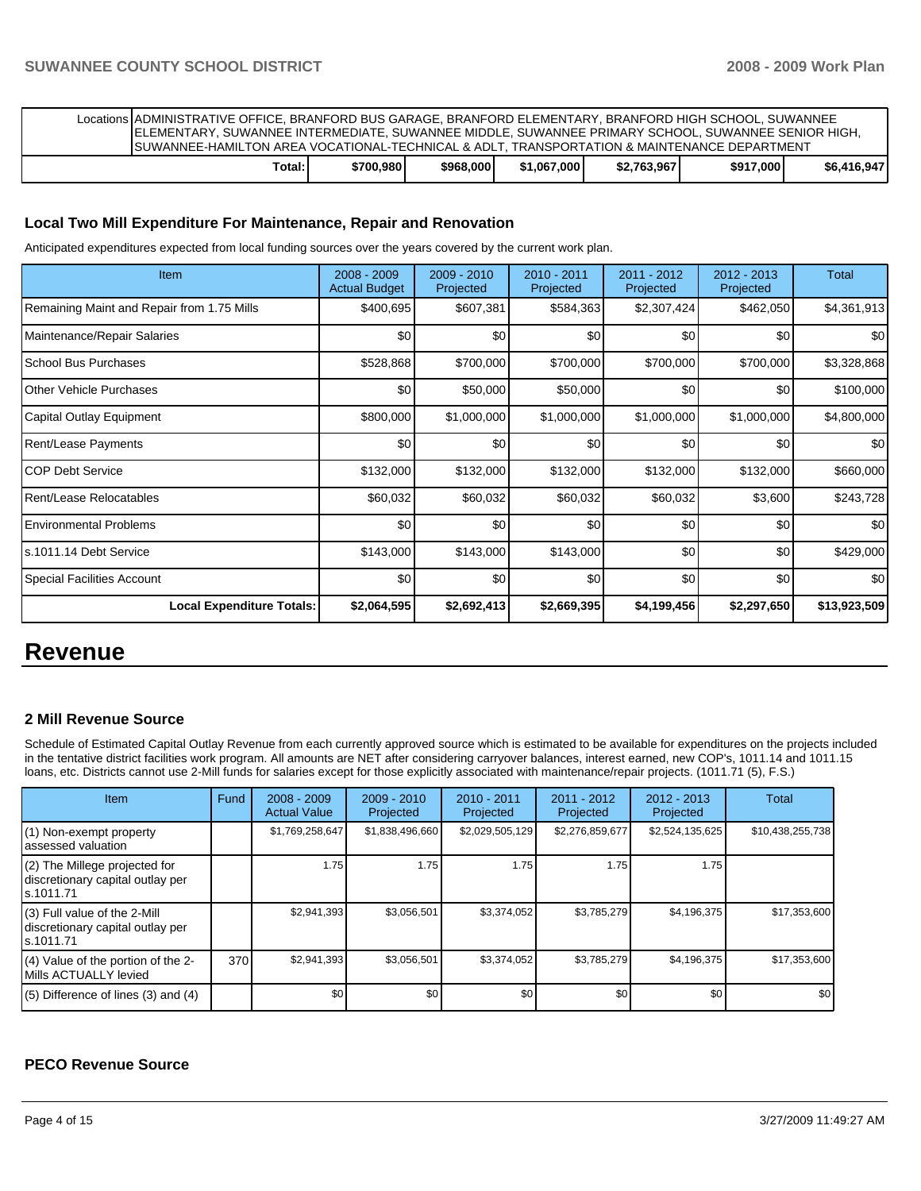| Locations | ADMINISTRATIVE OFFICE, BRANFORD BUS GARAGE, BRANFORD ELEMENTARY, BRANFORD HIGH SCHOOL, SUWANNEE ELEMENTARY, SUWANNEE INTERMEDIATE, SUWANNEE MIDDLE, SUWANNEE PRIMARY SCHOOL, SUWANNEE SENIOR HIGH, SUWANNEE-HAMILTON AREA VOCATIONAL-TECHNICAL & ADLT, TRANSPORTATION & MAINTENANCE DEPARTMENT | | | | | |
|---|---|---|---|---|---|---|
| | **Total:** | **$700,980** | **$968,000** | **$1,067,000** | **$2,763,967** | **$917,000** | **$6,416,947** |

### Local Two Mill Expenditure For Maintenance, Repair and Renovation

Anticipated expenditures expected from local funding sources over the years covered by the current work plan.

| Item | 2008 - 2009 Actual Budget | 2009 - 2010 Projected | 2010 - 2011 Projected | 2011 - 2012 Projected | 2012 - 2013 Projected | Total |
|---|---|---|---|---|---|---|
| Remaining Maint and Repair from 1.75 Mills | $400,695 | $607,381 | $584,363 | $2,307,424 | $462,050 | $4,361,913 |
| Maintenance/Repair Salaries | $0 | $0 | $0 | $0 | $0 | $0 |
| School Bus Purchases | $528,868 | $700,000 | $700,000 | $700,000 | $700,000 | $3,328,868 |
| Other Vehicle Purchases | $0 | $50,000 | $50,000 | $0 | $0 | $100,000 |
| Capital Outlay Equipment | $800,000 | $1,000,000 | $1,000,000 | $1,000,000 | $1,000,000 | $4,800,000 |
| Rent/Lease Payments | $0 | $0 | $0 | $0 | $0 | $0 |
| COP Debt Service | $132,000 | $132,000 | $132,000 | $132,000 | $132,000 | $660,000 |
| Rent/Lease Relocatables | $60,032 | $60,032 | $60,032 | $60,032 | $3,600 | $243,728 |
| Environmental Problems | $0 | $0 | $0 | $0 | $0 | $0 |
| s.1011.14 Debt Service | $143,000 | $143,000 | $143,000 | $0 | $0 | $429,000 |
| Special Facilities Account | $0 | $0 | $0 | $0 | $0 | $0 |
| **Local Expenditure Totals:** | **$2,064,595** | **$2,692,413** | **$2,669,395** | **$4,199,456** | **$2,297,650** | **$13,923,509** |

# Revenue

### 2 Mill Revenue Source

Schedule of Estimated Capital Outlay Revenue from each currently approved source which is estimated to be available for expenditures on the projects included in the tentative district facilities work program. All amounts are NET after considering carryover balances, interest earned, new COP's, 1011.14 and 1011.15 loans, etc. Districts cannot use 2-Mill funds for salaries except for those explicitly associated with maintenance/repair projects. (1011.71 (5), F.S.)

| Item | Fund | 2008 - 2009 Actual Value | 2009 - 2010 Projected | 2010 - 2011 Projected | 2011 - 2012 Projected | 2012 - 2013 Projected | Total |
|---|---|---|---|---|---|---|---|
| (1) Non-exempt property assessed valuation | | $1,769,258,647 | $1,838,496,660 | $2,029,505,129 | $2,276,859,677 | $2,524,135,625 | $10,438,255,738 |
| (2) The Millege projected for discretionary capital outlay per s.1011.71 | | 1.75 | 1.75 | 1.75 | 1.75 | 1.75 | |
| (3) Full value of the 2-Mill discretionary capital outlay per s.1011.71 | | $2,941,393 | $3,056,501 | $3,374,052 | $3,785,279 | $4,196,375 | $17,353,600 |
| (4) Value of the portion of the 2-Mills ACTUALLY levied | 370 | $2,941,393 | $3,056,501 | $3,374,052 | $3,785,279 | $4,196,375 | $17,353,600 |
| (5) Difference of lines (3) and (4) | | $0 | $0 | $0 | $0 | $0 | $0 |

### PECO Revenue Source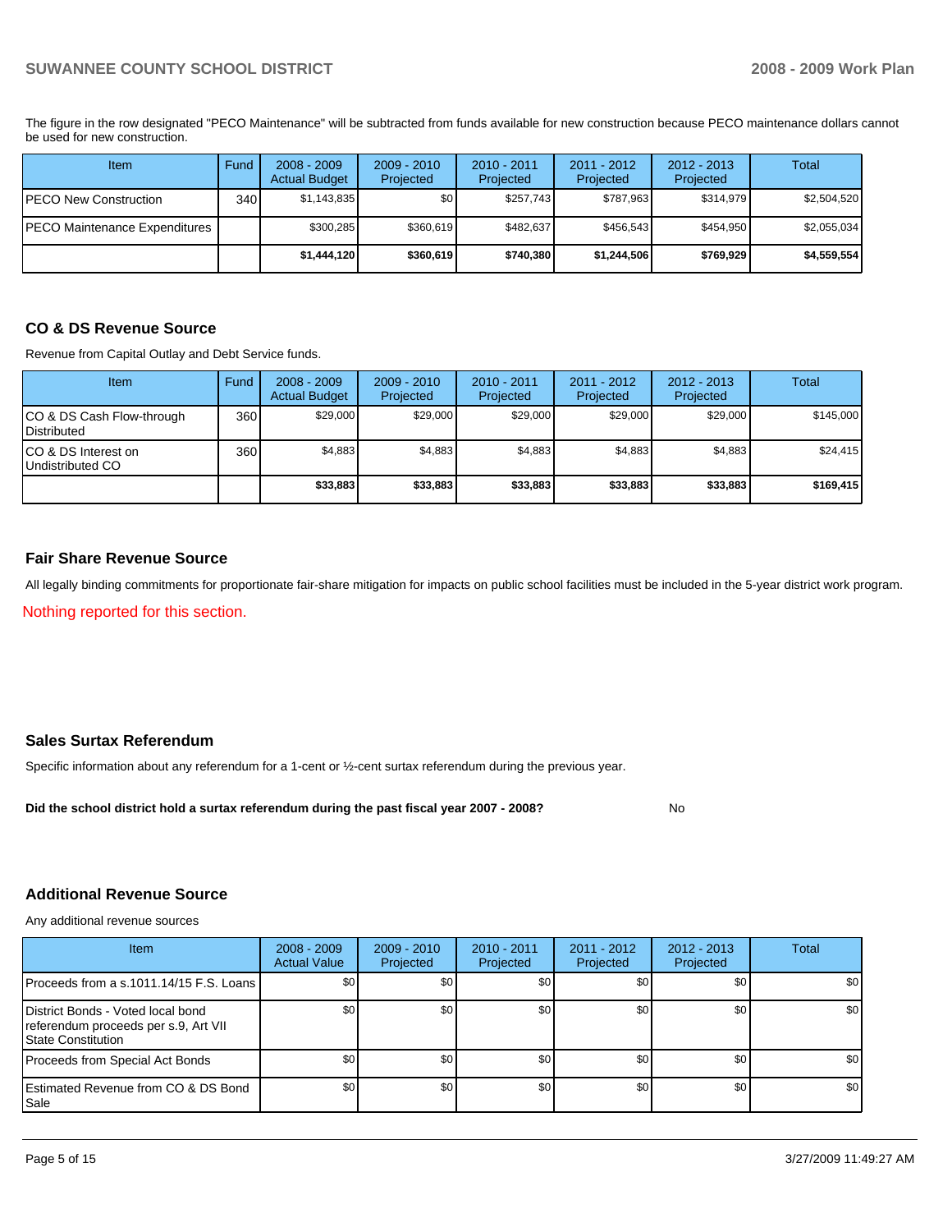The figure in the row designated "PECO Maintenance" will be subtracted from funds available for new construction because PECO maintenance dollars cannot be used for new construction.

| Item | Fund | 2008 - 2009 Actual Budget | 2009 - 2010 Projected | 2010 - 2011 Projected | 2011 - 2012 Projected | 2012 - 2013 Projected | Total |
|---|---|---|---|---|---|---|---|
| PECO New Construction | 340 | $1,143,835 | $0 | $257,743 | $787,963 | $314,979 | $2,504,520 |
| PECO Maintenance Expenditures | | $300,285 | $360,619 | $482,637 | $456,543 | $454,950 | $2,055,034 |
| | | **$1,444,120** | **$360,619** | **$740,380** | **$1,244,506** | **$769,929** | **$4,559,554** |

## CO & DS Revenue Source

Revenue from Capital Outlay and Debt Service funds.

| Item | Fund | 2008 - 2009 Actual Budget | 2009 - 2010 Projected | 2010 - 2011 Projected | 2011 - 2012 Projected | 2012 - 2013 Projected | Total |
|---|---|---|---|---|---|---|---|
| CO & DS Cash Flow-through Distributed | 360 | $29,000 | $29,000 | $29,000 | $29,000 | $29,000 | $145,000 |
| CO & DS Interest on Undistributed CO | 360 | $4,883 | $4,883 | $4,883 | $4,883 | $4,883 | $24,415 |
| | | **$33,883** | **$33,883** | **$33,883** | **$33,883** | **$33,883** | **$169,415** |

## Fair Share Revenue Source

All legally binding commitments for proportionate fair-share mitigation for impacts on public school facilities must be included in the 5-year district work program.

Nothing reported for this section.

## Sales Surtax Referendum

Specific information about any referendum for a 1-cent or ½-cent surtax referendum during the previous year.

**Did the school district hold a surtax referendum during the past fiscal year 2007 - 2008?** No

## Additional Revenue Source

Any additional revenue sources

| Item | 2008 - 2009 Actual Value | 2009 - 2010 Projected | 2010 - 2011 Projected | 2011 - 2012 Projected | 2012 - 2013 Projected | Total |
|---|---|---|---|---|---|---|
| Proceeds from a s.1011.14/15 F.S. Loans | $0 | $0 | $0 | $0 | $0 | $0 |
| District Bonds - Voted local bond referendum proceeds per s.9, Art VII State Constitution | $0 | $0 | $0 | $0 | $0 | $0 |
| Proceeds from Special Act Bonds | $0 | $0 | $0 | $0 | $0 | $0 |
| Estimated Revenue from CO & DS Bond Sale | $0 | $0 | $0 | $0 | $0 | $0 |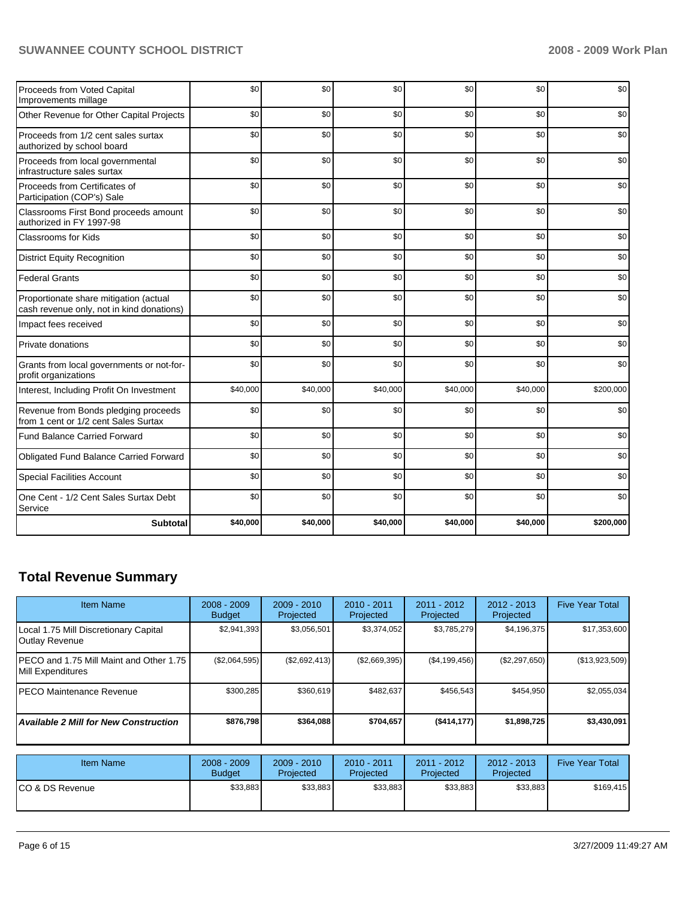| | | | | | | |
|---|---|---|---|---|---|---|
| Proceeds from Voted Capital Improvements millage | $0 | $0 | $0 | $0 | $0 | $0 |
| Other Revenue for Other Capital Projects | $0 | $0 | $0 | $0 | $0 | $0 |
| Proceeds from 1/2 cent sales surtax authorized by school board | $0 | $0 | $0 | $0 | $0 | $0 |
| Proceeds from local governmental infrastructure sales surtax | $0 | $0 | $0 | $0 | $0 | $0 |
| Proceeds from Certificates of Participation (COP's) Sale | $0 | $0 | $0 | $0 | $0 | $0 |
| Classrooms First Bond proceeds amount authorized in FY 1997-98 | $0 | $0 | $0 | $0 | $0 | $0 |
| Classrooms for Kids | $0 | $0 | $0 | $0 | $0 | $0 |
| District Equity Recognition | $0 | $0 | $0 | $0 | $0 | $0 |
| Federal Grants | $0 | $0 | $0 | $0 | $0 | $0 |
| Proportionate share mitigation (actual cash revenue only, not in kind donations) | $0 | $0 | $0 | $0 | $0 | $0 |
| Impact fees received | $0 | $0 | $0 | $0 | $0 | $0 |
| Private donations | $0 | $0 | $0 | $0 | $0 | $0 |
| Grants from local governments or not-for-profit organizations | $0 | $0 | $0 | $0 | $0 | $0 |
| Interest, Including Profit On Investment | $40,000 | $40,000 | $40,000 | $40,000 | $40,000 | $200,000 |
| Revenue from Bonds pledging proceeds from 1 cent or 1/2 cent Sales Surtax | $0 | $0 | $0 | $0 | $0 | $0 |
| Fund Balance Carried Forward | $0 | $0 | $0 | $0 | $0 | $0 |
| Obligated Fund Balance Carried Forward | $0 | $0 | $0 | $0 | $0 | $0 |
| Special Facilities Account | $0 | $0 | $0 | $0 | $0 | $0 |
| One Cent - 1/2 Cent Sales Surtax Debt Service | $0 | $0 | $0 | $0 | $0 | $0 |
| **Subtotal** | **$40,000** | **$40,000** | **$40,000** | **$40,000** | **$40,000** | **$200,000** |

## Total Revenue Summary

| Item Name | 2008 - 2009 Budget | 2009 - 2010 Projected | 2010 - 2011 Projected | 2011 - 2012 Projected | 2012 - 2013 Projected | Five Year Total |
|---|---|---|---|---|---|---|
| Local 1.75 Mill Discretionary Capital Outlay Revenue | $2,941,393 | $3,056,501 | $3,374,052 | $3,785,279 | $4,196,375 | $17,353,600 |
| PECO and 1.75 Mill Maint and Other 1.75 Mill Expenditures | ($2,064,595) | ($2,692,413) | ($2,669,395) | ($4,199,456) | ($2,297,650) | ($13,923,509) |
| PECO Maintenance Revenue | $300,285 | $360,619 | $482,637 | $456,543 | $454,950 | $2,055,034 |
| ***Available 2 Mill for New Construction*** | **$876,798** | **$364,088** | **$704,657** | **($414,177)** | **$1,898,725** | **$3,430,091** |

| Item Name | 2008 - 2009 Budget | 2009 - 2010 Projected | 2010 - 2011 Projected | 2011 - 2012 Projected | 2012 - 2013 Projected | Five Year Total |
|---|---|---|---|---|---|---|
| CO & DS Revenue | $33,883 | $33,883 | $33,883 | $33,883 | $33,883 | $169,415 |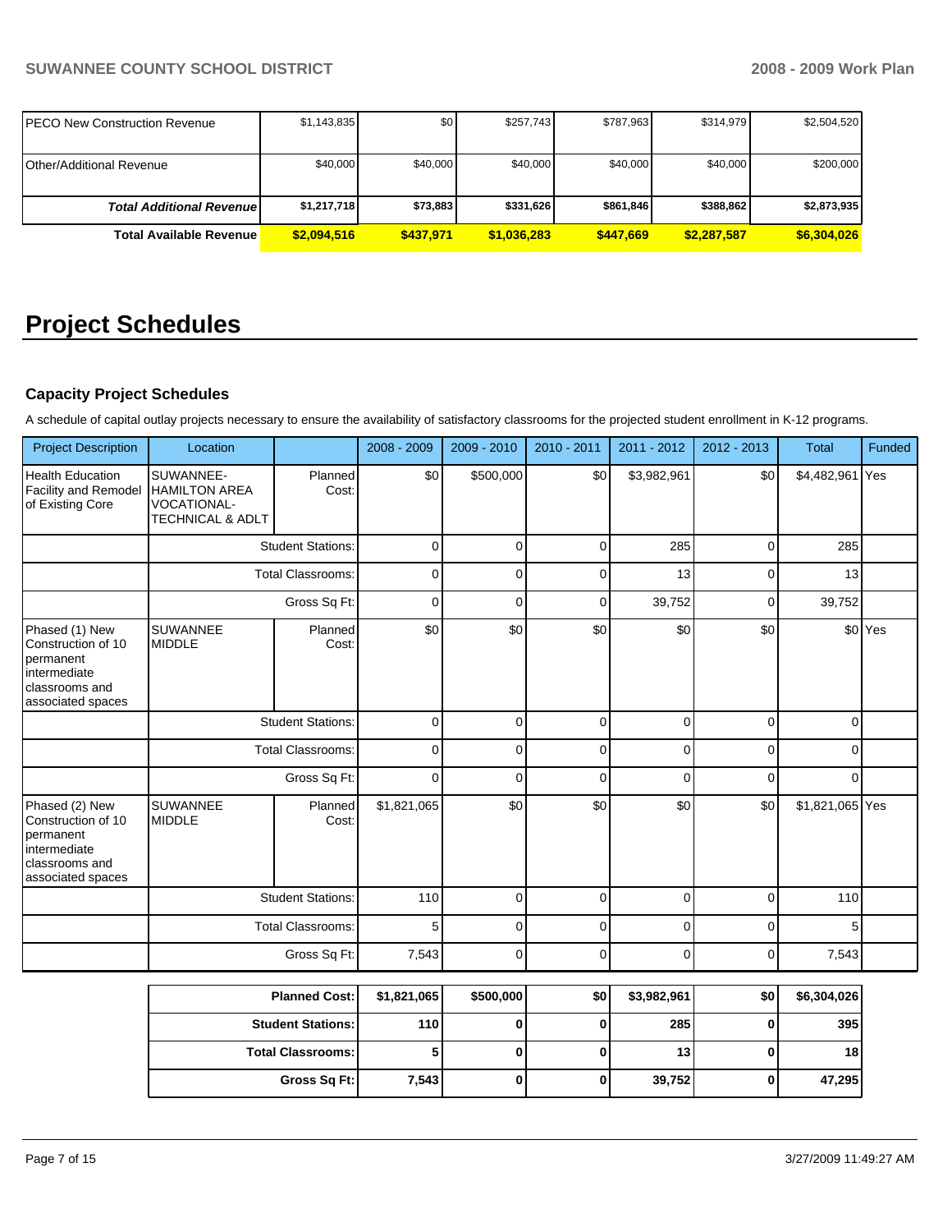| | | | | | | |
|---|---|---|---|---|---|---|
| PECO New Construction Revenue | $1,143,835 | $0 | $257,743 | $787,963 | $314,979 | $2,504,520 |
| Other/Additional Revenue | $40,000 | $40,000 | $40,000 | $40,000 | $40,000 | $200,000 |
| ***Total Additional Revenue*** | **$1,217,718** | **$73,883** | **$331,626** | **$861,846** | **$388,862** | **$2,873,935** |
| **Total Available Revenue** | **$2,094,516** | **$437,971** | **$1,036,283** | **$447,669** | **$2,287,587** | **$6,304,026** |

# Project Schedules

### Capacity Project Schedules

A schedule of capital outlay projects necessary to ensure the availability of satisfactory classrooms for the projected student enrollment in K-12 programs.

| Project Description | Location | | 2008 - 2009 | 2009 - 2010 | 2010 - 2011 | 2011 - 2012 | 2012 - 2013 | Total | Funded |
|---|---|---|---|---|---|---|---|---|---|
| Health Education Facility and Remodel of Existing Core | SUWANNEE-HAMILTON AREA VOCATIONAL-TECHNICAL & ADLT | Planned Cost: | $0 | $500,000 | $0 | $3,982,961 | $0 | $4,482,961 | Yes |
| | Student Stations: | | 0 | 0 | 0 | 285 | 0 | 285 | |
| | Total Classrooms: | | 0 | 0 | 0 | 13 | 0 | 13 | |
| | Gross Sq Ft: | | 0 | 0 | 0 | 39,752 | 0 | 39,752 | |
| Phased (1) New Construction of 10 permanent intermediate classrooms and associated spaces | SUWANNEE MIDDLE | Planned Cost: | $0 | $0 | $0 | $0 | $0 | $0 | Yes |
| | Student Stations: | | 0 | 0 | 0 | 0 | 0 | 0 | |
| | Total Classrooms: | | 0 | 0 | 0 | 0 | 0 | 0 | |
| | Gross Sq Ft: | | 0 | 0 | 0 | 0 | 0 | 0 | |
| Phased (2) New Construction of 10 permanent intermediate classrooms and associated spaces | SUWANNEE MIDDLE | Planned Cost: | $1,821,065 | $0 | $0 | $0 | $0 | $1,821,065 | Yes |
| | Student Stations: | | 110 | 0 | 0 | 0 | 0 | 110 | |
| | Total Classrooms: | | 5 | 0 | 0 | 0 | 0 | 5 | |
| | Gross Sq Ft: | | 7,543 | 0 | 0 | 0 | 0 | 7,543 | |

| | 2008 - 2009 | 2009 - 2010 | 2010 - 2011 | 2011 - 2012 | 2012 - 2013 | Total |
|---|---|---|---|---|---|---|
| **Planned Cost:** | **$1,821,065** | **$500,000** | **$0** | **$3,982,961** | **$0** | **$6,304,026** |
| **Student Stations:** | **110** | **0** | **0** | **285** | **0** | **395** |
| **Total Classrooms:** | **5** | **0** | **0** | **13** | **0** | **18** |
| **Gross Sq Ft:** | **7,543** | **0** | **0** | **39,752** | **0** | **47,295** |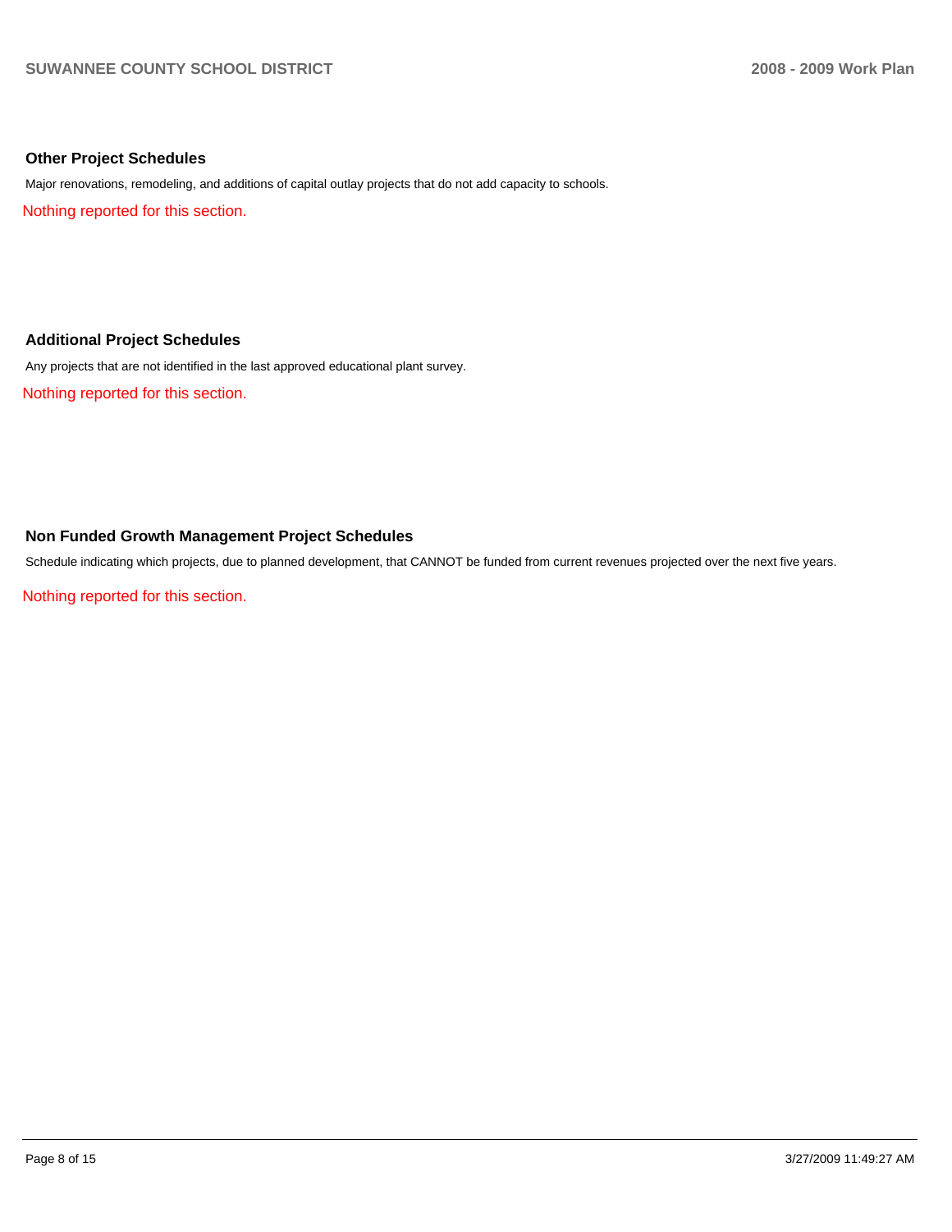## Other Project Schedules

Major renovations, remodeling, and additions of capital outlay projects that do not add capacity to schools.

Nothing reported for this section.

## Additional Project Schedules

Any projects that are not identified in the last approved educational plant survey.

Nothing reported for this section.

## Non Funded Growth Management Project Schedules

Schedule indicating which projects, due to planned development, that CANNOT be funded from current revenues projected over the next five years.

Nothing reported for this section.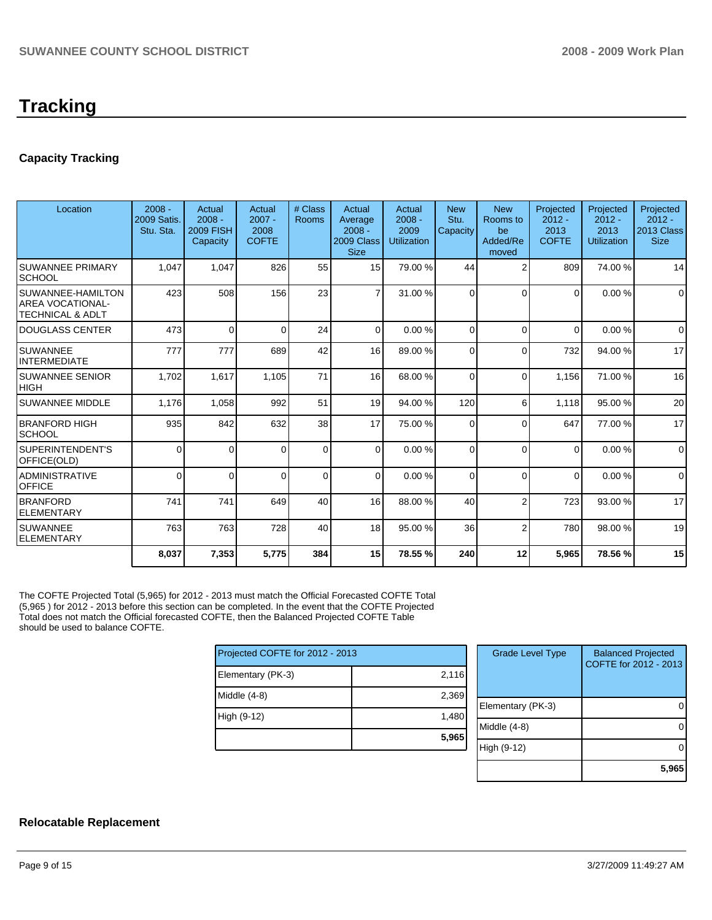# Tracking

## Capacity Tracking

| Location | 2008 - 2009 Satis. Stu. Sta. | Actual 2008 - 2009 FISH Capacity | Actual 2007 - 2008 COFTE | # Class Rooms | Actual Average 2008 - 2009 Class Size | Actual 2008 - 2009 Utilization | New Stu. Capacity | New Rooms to be Added/Removed | Projected 2012 - 2013 COFTE | Projected 2012 - 2013 Utilization | Projected 2012 - 2013 Class Size |
|---|---|---|---|---|---|---|---|---|---|---|---|
| SUWANNEE PRIMARY SCHOOL | 1,047 | 1,047 | 826 | 55 | 15 | 79.00 % | 44 | 2 | 809 | 74.00 % | 14 |
| SUWANNEE-HAMILTON AREA VOCATIONAL-TECHNICAL & ADLT | 423 | 508 | 156 | 23 | 7 | 31.00 % | 0 | 0 | 0 | 0.00 % | 0 |
| DOUGLASS CENTER | 473 | 0 | 0 | 24 | 0 | 0.00 % | 0 | 0 | 0 | 0.00 % | 0 |
| SUWANNEE INTERMEDIATE | 777 | 777 | 689 | 42 | 16 | 89.00 % | 0 | 0 | 732 | 94.00 % | 17 |
| SUWANNEE SENIOR HIGH | 1,702 | 1,617 | 1,105 | 71 | 16 | 68.00 % | 0 | 0 | 1,156 | 71.00 % | 16 |
| SUWANNEE MIDDLE | 1,176 | 1,058 | 992 | 51 | 19 | 94.00 % | 120 | 6 | 1,118 | 95.00 % | 20 |
| BRANFORD HIGH SCHOOL | 935 | 842 | 632 | 38 | 17 | 75.00 % | 0 | 0 | 647 | 77.00 % | 17 |
| SUPERINTENDENT'S OFFICE(OLD) | 0 | 0 | 0 | 0 | 0 | 0.00 % | 0 | 0 | 0 | 0.00 % | 0 |
| ADMINISTRATIVE OFFICE | 0 | 0 | 0 | 0 | 0 | 0.00 % | 0 | 0 | 0 | 0.00 % | 0 |
| BRANFORD ELEMENTARY | 741 | 741 | 649 | 40 | 16 | 88.00 % | 40 | 2 | 723 | 93.00 % | 17 |
| SUWANNEE ELEMENTARY | 763 | 763 | 728 | 40 | 18 | 95.00 % | 36 | 2 | 780 | 98.00 % | 19 |
| | **8,037** | **7,353** | **5,775** | **384** | **15** | **78.55 %** | **240** | **12** | **5,965** | **78.56 %** | **15** |

The COFTE Projected Total (5,965) for 2012 - 2013 must match the Official Forecasted COFTE Total (5,965 ) for 2012 - 2013 before this section can be completed. In the event that the COFTE Projected Total does not match the Official forecasted COFTE, then the Balanced Projected COFTE Table should be used to balance COFTE.

| Projected COFTE for 2012 - 2013 | |
|---|---|
| Elementary (PK-3) | 2,116 |
| Middle (4-8) | 2,369 |
| High (9-12) | 1,480 |
| | **5,965** |

| Grade Level Type | Balanced Projected COFTE for 2012 - 2013 |
|---|---|
| Elementary (PK-3) | 0 |
| Middle (4-8) | 0 |
| High (9-12) | 0 |
| | **5,965** |

## Relocatable Replacement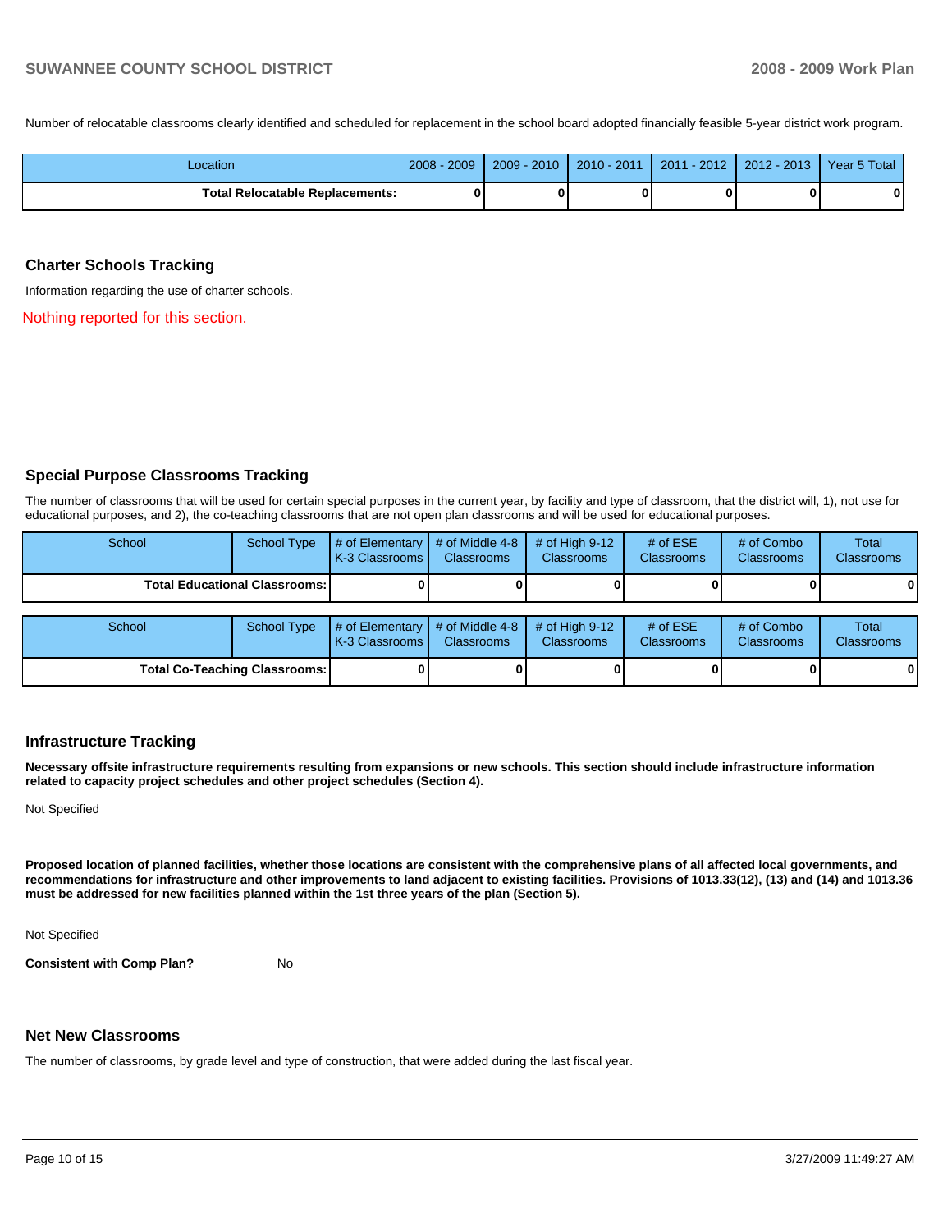Number of relocatable classrooms clearly identified and scheduled for replacement in the school board adopted financially feasible 5-year district work program.

| Location | 2008 - 2009 | 2009 - 2010 | 2010 - 2011 | 2011 - 2012 | 2012 - 2013 | Year 5 Total |
|---|---|---|---|---|---|---|
| **Total Relocatable Replacements:** | **0** | **0** | **0** | **0** | **0** | **0** |

## Charter Schools Tracking

Information regarding the use of charter schools.

Nothing reported for this section.

## Special Purpose Classrooms Tracking

The number of classrooms that will be used for certain special purposes in the current year, by facility and type of classroom, that the district will, 1), not use for educational purposes, and 2), the co-teaching classrooms that are not open plan classrooms and will be used for educational purposes.

| School | School Type | # of Elementary K-3 Classrooms | # of Middle 4-8 Classrooms | # of High 9-12 Classrooms | # of ESE Classrooms | # of Combo Classrooms | Total Classrooms |
|---|---|---|---|---|---|---|---|
| **Total Educational Classrooms:** | | **0** | **0** | **0** | **0** | **0** | **0** |

| School | School Type | # of Elementary K-3 Classrooms | # of Middle 4-8 Classrooms | # of High 9-12 Classrooms | # of ESE Classrooms | # of Combo Classrooms | Total Classrooms |
|---|---|---|---|---|---|---|---|
| **Total Co-Teaching Classrooms:** | | **0** | **0** | **0** | **0** | **0** | **0** |

## Infrastructure Tracking

**Necessary offsite infrastructure requirements resulting from expansions or new schools. This section should include infrastructure information related to capacity project schedules and other project schedules (Section 4).**

Not Specified

**Proposed location of planned facilities, whether those locations are consistent with the comprehensive plans of all affected local governments, and recommendations for infrastructure and other improvements to land adjacent to existing facilities. Provisions of 1013.33(12), (13) and (14) and 1013.36 must be addressed for new facilities planned within the 1st three years of the plan (Section 5).**

Not Specified

**Consistent with Comp Plan?** No

## Net New Classrooms

The number of classrooms, by grade level and type of construction, that were added during the last fiscal year.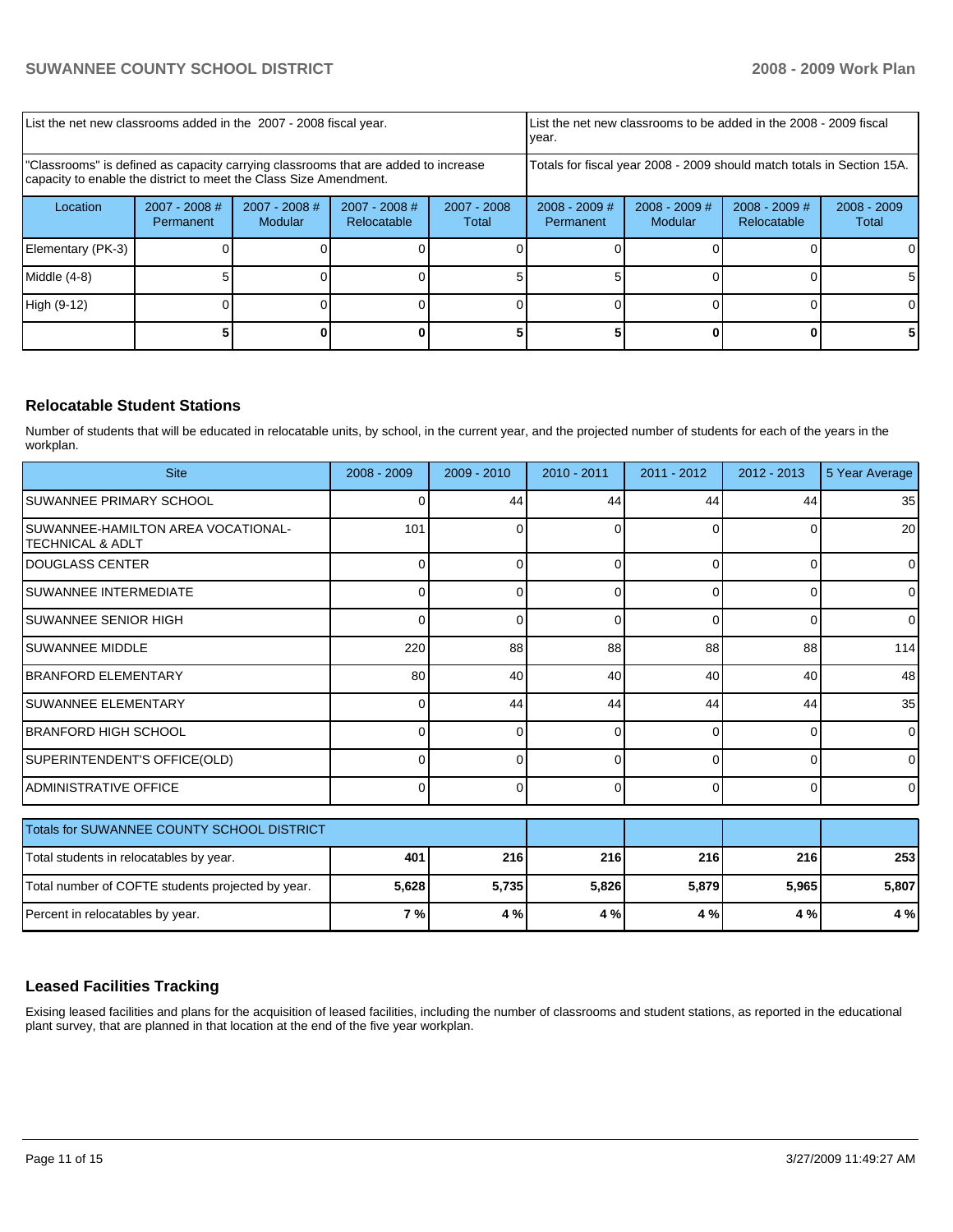| List the net new classrooms added in the 2007 - 2008 fiscal year. | | | | | List the net new classrooms to be added in the 2008 - 2009 fiscal year. | | | |
|---|---|---|---|---|---|---|---|---|
| "Classrooms" is defined as capacity carrying classrooms that are added to increase capacity to enable the district to meet the Class Size Amendment. | | | | | Totals for fiscal year 2008 - 2009 should match totals in Section 15A. | | | |
| Location | 2007 - 2008 # Permanent | 2007 - 2008 # Modular | 2007 - 2008 # Relocatable | 2007 - 2008 Total | 2008 - 2009 # Permanent | 2008 - 2009 # Modular | 2008 - 2009 # Relocatable | 2008 - 2009 Total |
| Elementary (PK-3) | 0 | 0 | 0 | 0 | 0 | 0 | 0 | 0 |
| Middle (4-8) | 5 | 0 | 0 | 5 | 5 | 0 | 0 | 5 |
| High (9-12) | 0 | 0 | 0 | 0 | 0 | 0 | 0 | 0 |
| | **5** | **0** | **0** | **5** | **5** | **0** | **0** | **5** |

## Relocatable Student Stations

Number of students that will be educated in relocatable units, by school, in the current year, and the projected number of students for each of the years in the workplan.

| Site | 2008 - 2009 | 2009 - 2010 | 2010 - 2011 | 2011 - 2012 | 2012 - 2013 | 5 Year Average |
|---|---|---|---|---|---|---|
| SUWANNEE PRIMARY SCHOOL | 0 | 44 | 44 | 44 | 44 | 35 |
| SUWANNEE-HAMILTON AREA VOCATIONAL-TECHNICAL & ADLT | 101 | 0 | 0 | 0 | 0 | 20 |
| DOUGLASS CENTER | 0 | 0 | 0 | 0 | 0 | 0 |
| SUWANNEE INTERMEDIATE | 0 | 0 | 0 | 0 | 0 | 0 |
| SUWANNEE SENIOR HIGH | 0 | 0 | 0 | 0 | 0 | 0 |
| SUWANNEE MIDDLE | 220 | 88 | 88 | 88 | 88 | 114 |
| BRANFORD ELEMENTARY | 80 | 40 | 40 | 40 | 40 | 48 |
| SUWANNEE ELEMENTARY | 0 | 44 | 44 | 44 | 44 | 35 |
| BRANFORD HIGH SCHOOL | 0 | 0 | 0 | 0 | 0 | 0 |
| SUPERINTENDENT'S OFFICE(OLD) | 0 | 0 | 0 | 0 | 0 | 0 |
| ADMINISTRATIVE OFFICE | 0 | 0 | 0 | 0 | 0 | 0 |

| Totals for SUWANNEE COUNTY SCHOOL DISTRICT | | | | | | |
|---|---|---|---|---|---|---|
| Total students in relocatables by year. | **401** | **216** | **216** | **216** | **216** | **253** |
| Total number of COFTE students projected by year. | **5,628** | **5,735** | **5,826** | **5,879** | **5,965** | **5,807** |
| Percent in relocatables by year. | **7 %** | **4 %** | **4 %** | **4 %** | **4 %** | **4 %** |

## Leased Facilities Tracking

Exising leased facilities and plans for the acquisition of leased facilities, including the number of classrooms and student stations, as reported in the educational plant survey, that are planned in that location at the end of the five year workplan.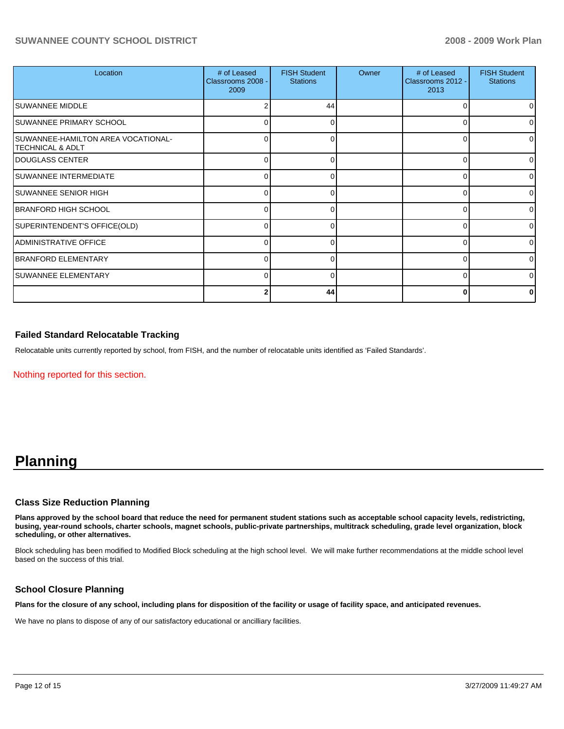| Location | # of Leased Classrooms 2008 - 2009 | FISH Student Stations | Owner | # of Leased Classrooms 2012 - 2013 | FISH Student Stations |
|---|---|---|---|---|---|
| SUWANNEE MIDDLE | 2 | 44 | | 0 | 0 |
| SUWANNEE PRIMARY SCHOOL | 0 | 0 | | 0 | 0 |
| SUWANNEE-HAMILTON AREA VOCATIONAL-TECHNICAL & ADLT | 0 | 0 | | 0 | 0 |
| DOUGLASS CENTER | 0 | 0 | | 0 | 0 |
| SUWANNEE INTERMEDIATE | 0 | 0 | | 0 | 0 |
| SUWANNEE SENIOR HIGH | 0 | 0 | | 0 | 0 |
| BRANFORD HIGH SCHOOL | 0 | 0 | | 0 | 0 |
| SUPERINTENDENT'S OFFICE(OLD) | 0 | 0 | | 0 | 0 |
| ADMINISTRATIVE OFFICE | 0 | 0 | | 0 | 0 |
| BRANFORD ELEMENTARY | 0 | 0 | | 0 | 0 |
| SUWANNEE ELEMENTARY | 0 | 0 | | 0 | 0 |
| | **2** | **44** | | **0** | **0** |

### Failed Standard Relocatable Tracking

Relocatable units currently reported by school, from FISH, and the number of relocatable units identified as 'Failed Standards'.

Nothing reported for this section.

# Planning

### Class Size Reduction Planning

**Plans approved by the school board that reduce the need for permanent student stations such as acceptable school capacity levels, redistricting, busing, year-round schools, charter schools, magnet schools, public-private partnerships, multitrack scheduling, grade level organization, block scheduling, or other alternatives.**

Block scheduling has been modified to Modified Block scheduling at the high school level. We will make further recommendations at the middle school level based on the success of this trial.

### School Closure Planning

**Plans for the closure of any school, including plans for disposition of the facility or usage of facility space, and anticipated revenues.**

We have no plans to dispose of any of our satisfactory educational or ancilliary facilities.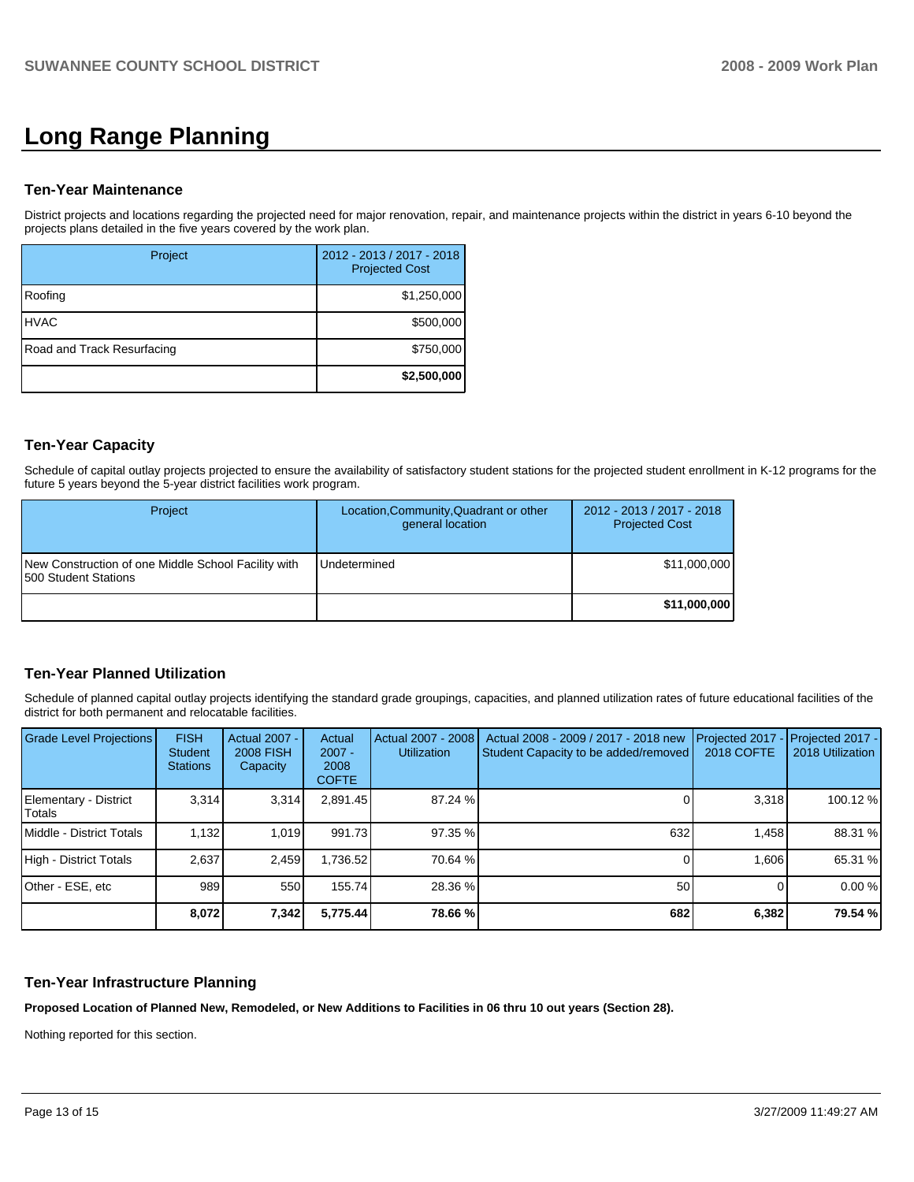# Long Range Planning

### Ten-Year Maintenance

District projects and locations regarding the projected need for major renovation, repair, and maintenance projects within the district in years 6-10 beyond the projects plans detailed in the five years covered by the work plan.

| Project | 2012 - 2013 / 2017 - 2018 Projected Cost |
|---|---|
| Roofing | $1,250,000 |
| HVAC | $500,000 |
| Road and Track Resurfacing | $750,000 |
| | **$2,500,000** |

### Ten-Year Capacity

Schedule of capital outlay projects projected to ensure the availability of satisfactory student stations for the projected student enrollment in K-12 programs for the future 5 years beyond the 5-year district facilities work program.

| Project | Location,Community,Quadrant or other general location | 2012 - 2013 / 2017 - 2018 Projected Cost |
|---|---|---|
| New Construction of one Middle School Facility with 500 Student Stations | Undetermined | $11,000,000 |
| | | **$11,000,000** |

### Ten-Year Planned Utilization

Schedule of planned capital outlay projects identifying the standard grade groupings, capacities, and planned utilization rates of future educational facilities of the district for both permanent and relocatable facilities.

| Grade Level Projections | FISH Student Stations | Actual 2007 - 2008 FISH Capacity | Actual 2007 - 2008 COFTE | Actual 2007 - 2008 Utilization | Actual 2008 - 2009 / 2017 - 2018 new Student Capacity to be added/removed | Projected 2017 - 2018 COFTE | Projected 2017 - 2018 Utilization |
|---|---|---|---|---|---|---|---|
| Elementary - District Totals | 3,314 | 3,314 | 2,891.45 | 87.24 % | 0 | 3,318 | 100.12 % |
| Middle - District Totals | 1,132 | 1,019 | 991.73 | 97.35 % | 632 | 1,458 | 88.31 % |
| High - District Totals | 2,637 | 2,459 | 1,736.52 | 70.64 % | 0 | 1,606 | 65.31 % |
| Other - ESE, etc | 989 | 550 | 155.74 | 28.36 % | 50 | 0 | 0.00 % |
| | **8,072** | **7,342** | **5,775.44** | **78.66 %** | **682** | **6,382** | **79.54 %** |

### Ten-Year Infrastructure Planning

**Proposed Location of Planned New, Remodeled, or New Additions to Facilities in 06 thru 10 out years (Section 28).**

Nothing reported for this section.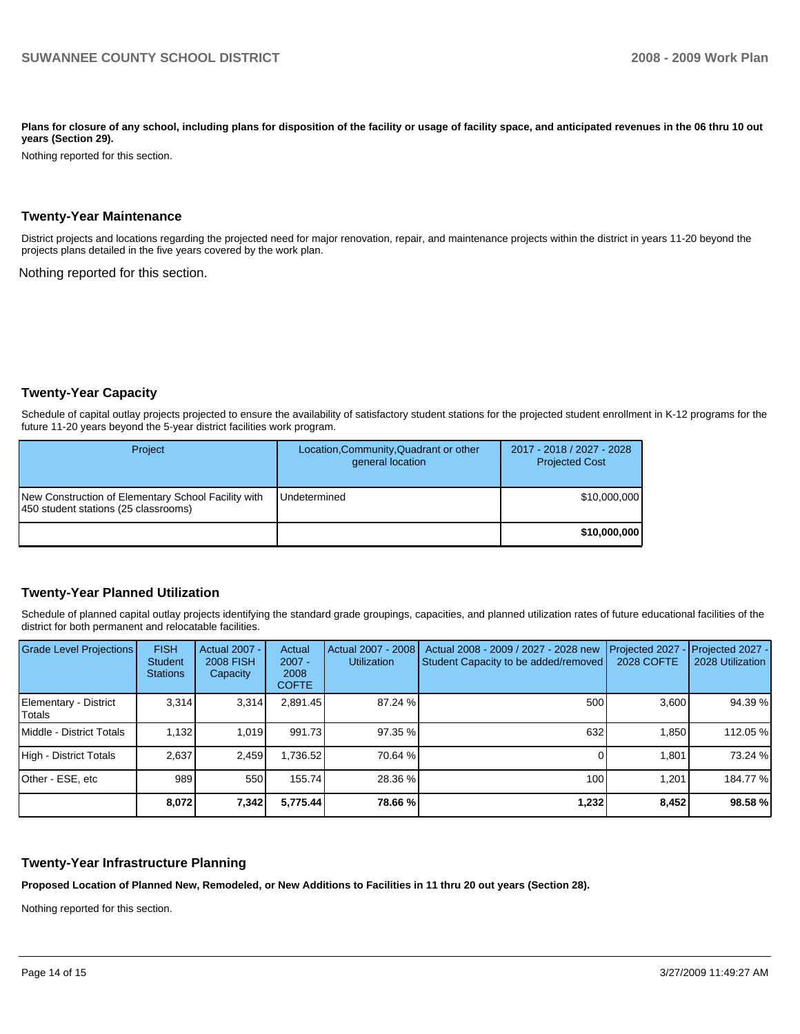**Plans for closure of any school, including plans for disposition of the facility or usage of facility space, and anticipated revenues in the 06 thru 10 out years (Section 29).**

Nothing reported for this section.

## Twenty-Year Maintenance

District projects and locations regarding the projected need for major renovation, repair, and maintenance projects within the district in years 11-20 beyond the projects plans detailed in the five years covered by the work plan.

Nothing reported for this section.

## Twenty-Year Capacity

Schedule of capital outlay projects projected to ensure the availability of satisfactory student stations for the projected student enrollment in K-12 programs for the future 11-20 years beyond the 5-year district facilities work program.

| Project | Location,Community,Quadrant or other general location | 2017 - 2018 / 2027 - 2028 Projected Cost |
|---|---|---|
| New Construction of Elementary School Facility with 450 student stations (25 classrooms) | Undetermined | $10,000,000 |
| | | **$10,000,000** |

## Twenty-Year Planned Utilization

Schedule of planned capital outlay projects identifying the standard grade groupings, capacities, and planned utilization rates of future educational facilities of the district for both permanent and relocatable facilities.

| Grade Level Projections | FISH Student Stations | Actual 2007 - 2008 FISH Capacity | Actual 2007 - 2008 COFTE | Actual 2007 - 2008 Utilization | Actual 2008 - 2009 / 2027 - 2028 new Student Capacity to be added/removed | Projected 2027 - 2028 COFTE | Projected 2027 - 2028 Utilization |
|---|---|---|---|---|---|---|---|
| Elementary - District Totals | 3,314 | 3,314 | 2,891.45 | 87.24 % | 500 | 3,600 | 94.39 % |
| Middle - District Totals | 1,132 | 1,019 | 991.73 | 97.35 % | 632 | 1,850 | 112.05 % |
| High - District Totals | 2,637 | 2,459 | 1,736.52 | 70.64 % | 0 | 1,801 | 73.24 % |
| Other - ESE, etc | 989 | 550 | 155.74 | 28.36 % | 100 | 1,201 | 184.77 % |
| | **8,072** | **7,342** | **5,775.44** | **78.66 %** | **1,232** | **8,452** | **98.58 %** |

## Twenty-Year Infrastructure Planning

**Proposed Location of Planned New, Remodeled, or New Additions to Facilities in 11 thru 20 out years (Section 28).**

Nothing reported for this section.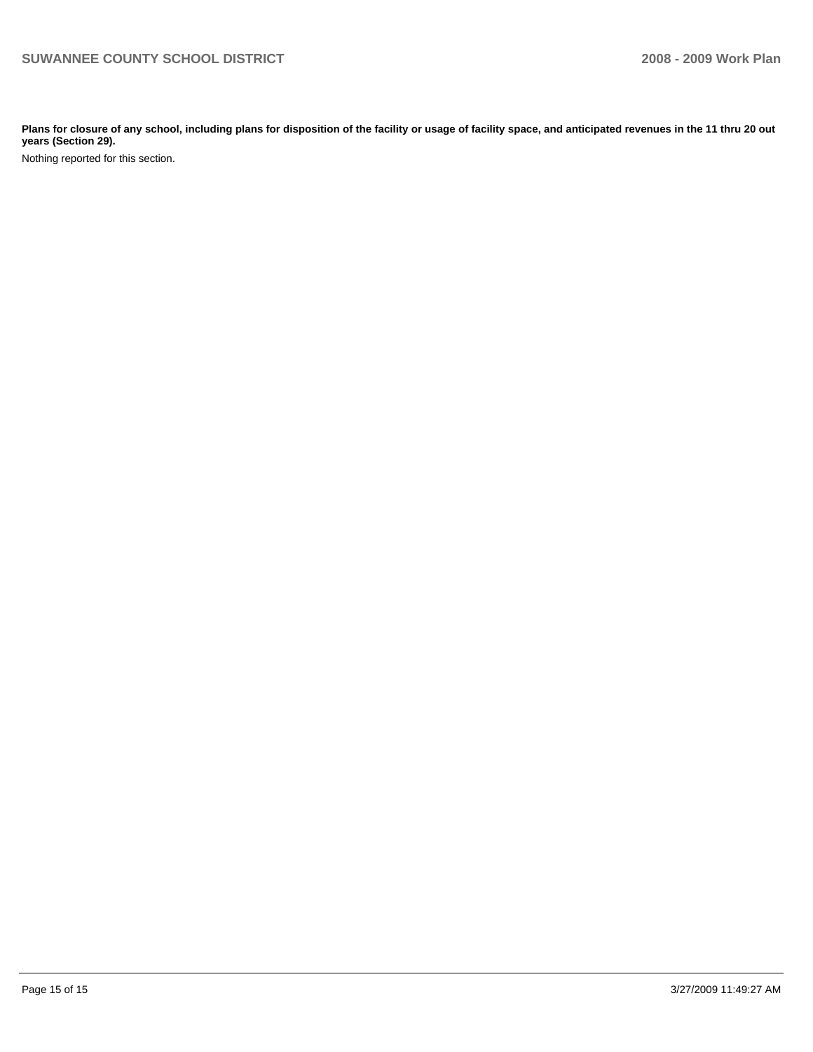**Plans for closure of any school, including plans for disposition of the facility or usage of facility space, and anticipated revenues in the 11 thru 20 out years (Section 29).**

Nothing reported for this section.